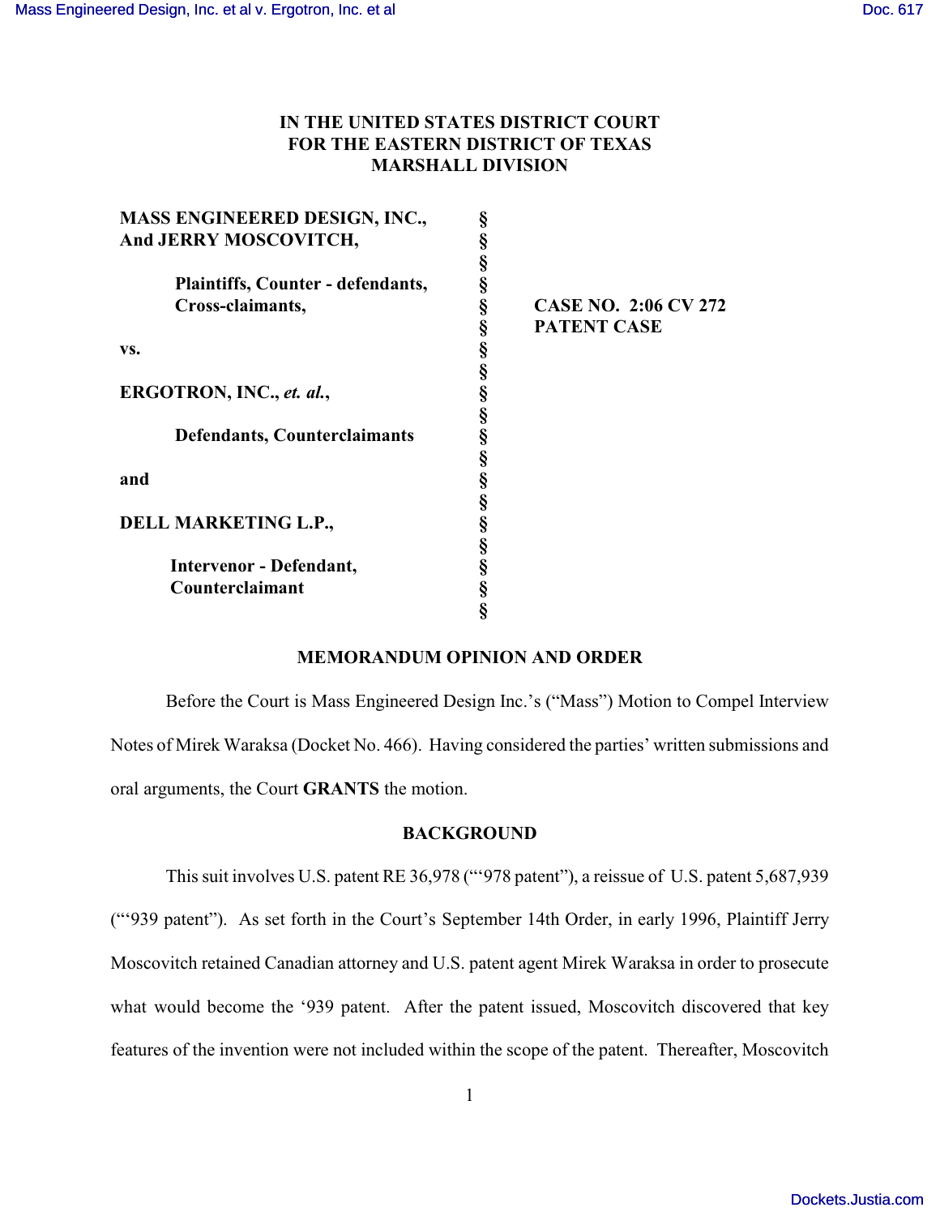# IN THE UNITED STATES DISTRICT COURT FOR THE EASTERN DISTRICT OF TEXAS MARSHALL DIVISION

| | | |
|---|---|---|
| **MASS ENGINEERED DESIGN, INC., And JERRY MOSCOVITCH,** | § | |
| **Plaintiffs, Counter - defendants, Cross-claimants,** | § | **CASE NO. 2:06 CV 272** |
| | § | **PATENT CASE** |
| **vs.** | § | |
| **ERGOTRON, INC., *et. al.*,** | § | |
| **Defendants, Counterclaimants** | § | |
| **and** | § | |
| **DELL MARKETING L.P.,** | § | |
| **Intervenor - Defendant, Counterclaimant** | § | |

## MEMORANDUM OPINION AND ORDER

Before the Court is Mass Engineered Design Inc.'s ("Mass") Motion to Compel Interview Notes of Mirek Waraksa (Docket No. 466). Having considered the parties' written submissions and oral arguments, the Court **GRANTS** the motion.

## BACKGROUND

This suit involves U.S. patent RE 36,978 ("'978 patent"), a reissue of U.S. patent 5,687,939 ("'939 patent"). As set forth in the Court's September 14th Order, in early 1996, Plaintiff Jerry Moscovitch retained Canadian attorney and U.S. patent agent Mirek Waraksa in order to prosecute what would become the '939 patent. After the patent issued, Moscovitch discovered that key features of the invention were not included within the scope of the patent. Thereafter, Moscovitch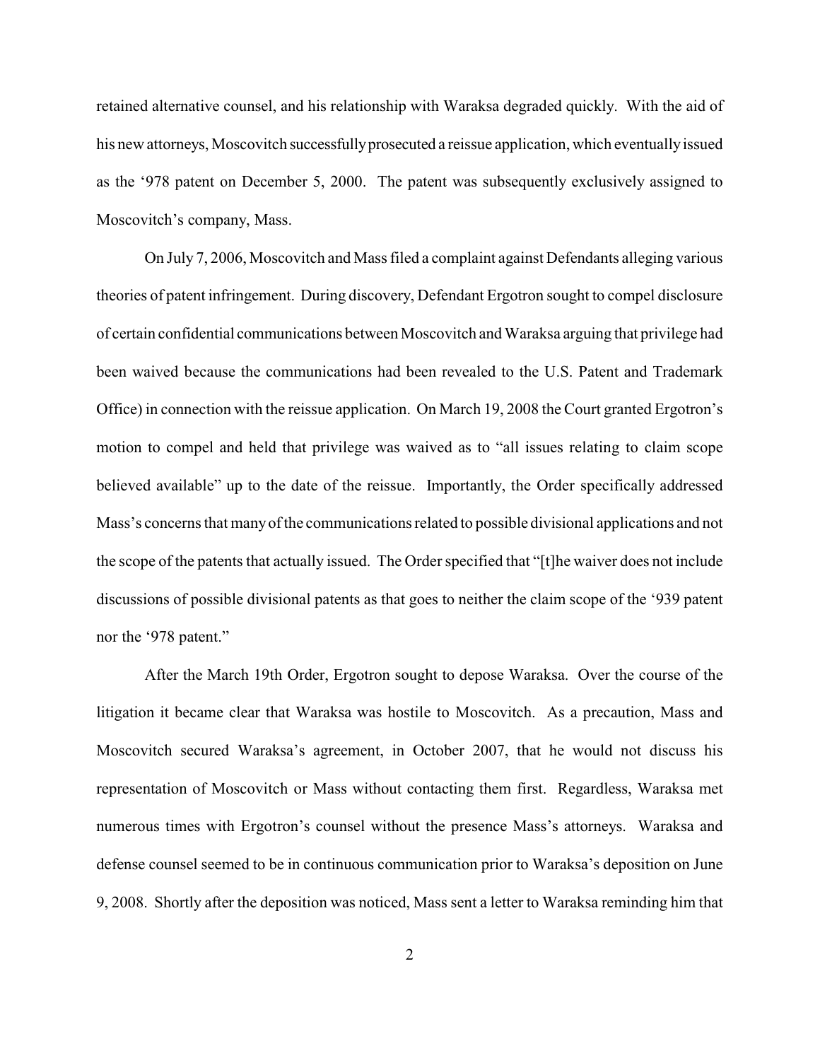retained alternative counsel, and his relationship with Waraksa degraded quickly. With the aid of his new attorneys, Moscovitch successfully prosecuted a reissue application, which eventually issued as the '978 patent on December 5, 2000. The patent was subsequently exclusively assigned to Moscovitch's company, Mass.

On July 7, 2006, Moscovitch and Mass filed a complaint against Defendants alleging various theories of patent infringement. During discovery, Defendant Ergotron sought to compel disclosure of certain confidential communications between Moscovitch and Waraksa arguing that privilege had been waived because the communications had been revealed to the U.S. Patent and Trademark Office) in connection with the reissue application. On March 19, 2008 the Court granted Ergotron's motion to compel and held that privilege was waived as to "all issues relating to claim scope believed available" up to the date of the reissue. Importantly, the Order specifically addressed Mass's concerns that many of the communications related to possible divisional applications and not the scope of the patents that actually issued. The Order specified that "[t]he waiver does not include discussions of possible divisional patents as that goes to neither the claim scope of the '939 patent nor the '978 patent."

After the March 19th Order, Ergotron sought to depose Waraksa. Over the course of the litigation it became clear that Waraksa was hostile to Moscovitch. As a precaution, Mass and Moscovitch secured Waraksa's agreement, in October 2007, that he would not discuss his representation of Moscovitch or Mass without contacting them first. Regardless, Waraksa met numerous times with Ergotron's counsel without the presence Mass's attorneys. Waraksa and defense counsel seemed to be in continuous communication prior to Waraksa's deposition on June 9, 2008. Shortly after the deposition was noticed, Mass sent a letter to Waraksa reminding him that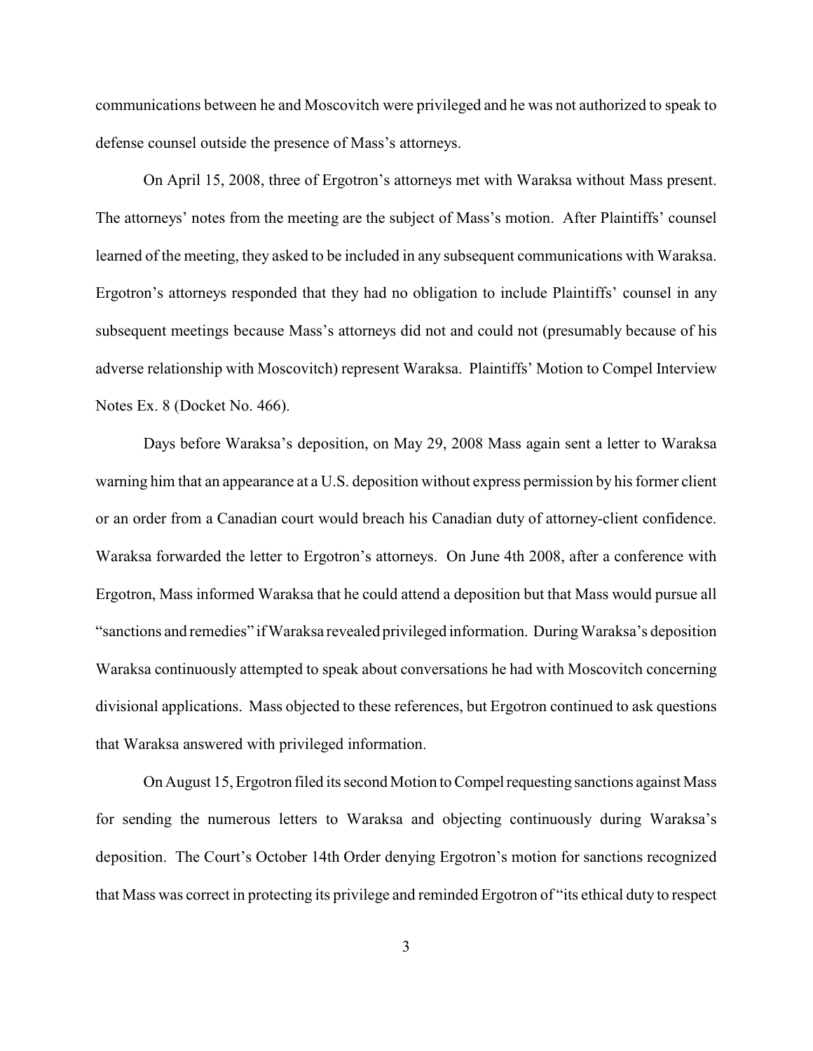communications between he and Moscovitch were privileged and he was not authorized to speak to defense counsel outside the presence of Mass's attorneys.

On April 15, 2008, three of Ergotron's attorneys met with Waraksa without Mass present. The attorneys' notes from the meeting are the subject of Mass's motion. After Plaintiffs' counsel learned of the meeting, they asked to be included in any subsequent communications with Waraksa. Ergotron's attorneys responded that they had no obligation to include Plaintiffs' counsel in any subsequent meetings because Mass's attorneys did not and could not (presumably because of his adverse relationship with Moscovitch) represent Waraksa. Plaintiffs' Motion to Compel Interview Notes Ex. 8 (Docket No. 466).

Days before Waraksa's deposition, on May 29, 2008 Mass again sent a letter to Waraksa warning him that an appearance at a U.S. deposition without express permission by his former client or an order from a Canadian court would breach his Canadian duty of attorney-client confidence. Waraksa forwarded the letter to Ergotron's attorneys. On June 4th 2008, after a conference with Ergotron, Mass informed Waraksa that he could attend a deposition but that Mass would pursue all "sanctions and remedies" if Waraksa revealed privileged information. During Waraksa's deposition Waraksa continuously attempted to speak about conversations he had with Moscovitch concerning divisional applications. Mass objected to these references, but Ergotron continued to ask questions that Waraksa answered with privileged information.

On August 15, Ergotron filed its second Motion to Compel requesting sanctions against Mass for sending the numerous letters to Waraksa and objecting continuously during Waraksa's deposition. The Court's October 14th Order denying Ergotron's motion for sanctions recognized that Mass was correct in protecting its privilege and reminded Ergotron of "its ethical duty to respect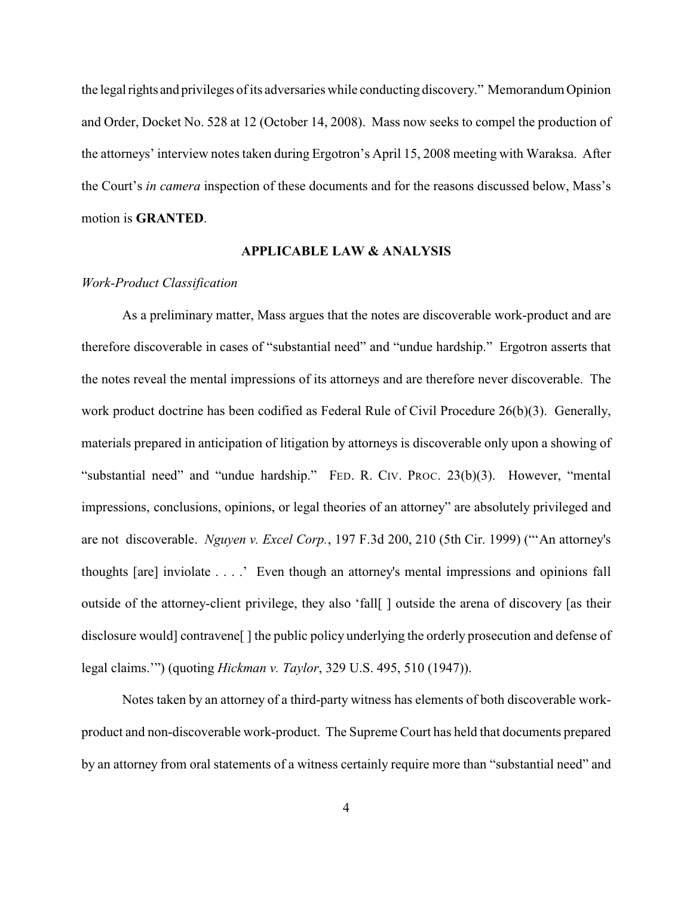the legal rights and privileges of its adversaries while conducting discovery." Memorandum Opinion and Order, Docket No. 528 at 12 (October 14, 2008). Mass now seeks to compel the production of the attorneys' interview notes taken during Ergotron's April 15, 2008 meeting with Waraksa. After the Court's *in camera* inspection of these documents and for the reasons discussed below, Mass's motion is **GRANTED**.

## APPLICABLE LAW & ANALYSIS

*Work-Product Classification*

As a preliminary matter, Mass argues that the notes are discoverable work-product and are therefore discoverable in cases of "substantial need" and "undue hardship." Ergotron asserts that the notes reveal the mental impressions of its attorneys and are therefore never discoverable. The work product doctrine has been codified as Federal Rule of Civil Procedure 26(b)(3). Generally, materials prepared in anticipation of litigation by attorneys is discoverable only upon a showing of "substantial need" and "undue hardship." FED. R. CIV. PROC. 23(b)(3). However, "mental impressions, conclusions, opinions, or legal theories of an attorney" are absolutely privileged and are not discoverable. *Nguyen v. Excel Corp.*, 197 F.3d 200, 210 (5th Cir. 1999) ("'An attorney's thoughts [are] inviolate . . . .' Even though an attorney's mental impressions and opinions fall outside of the attorney-client privilege, they also 'fall[ ] outside the arena of discovery [as their disclosure would] contravene[ ] the public policy underlying the orderly prosecution and defense of legal claims.'") (quoting *Hickman v. Taylor*, 329 U.S. 495, 510 (1947)).

Notes taken by an attorney of a third-party witness has elements of both discoverable work-product and non-discoverable work-product. The Supreme Court has held that documents prepared by an attorney from oral statements of a witness certainly require more than "substantial need" and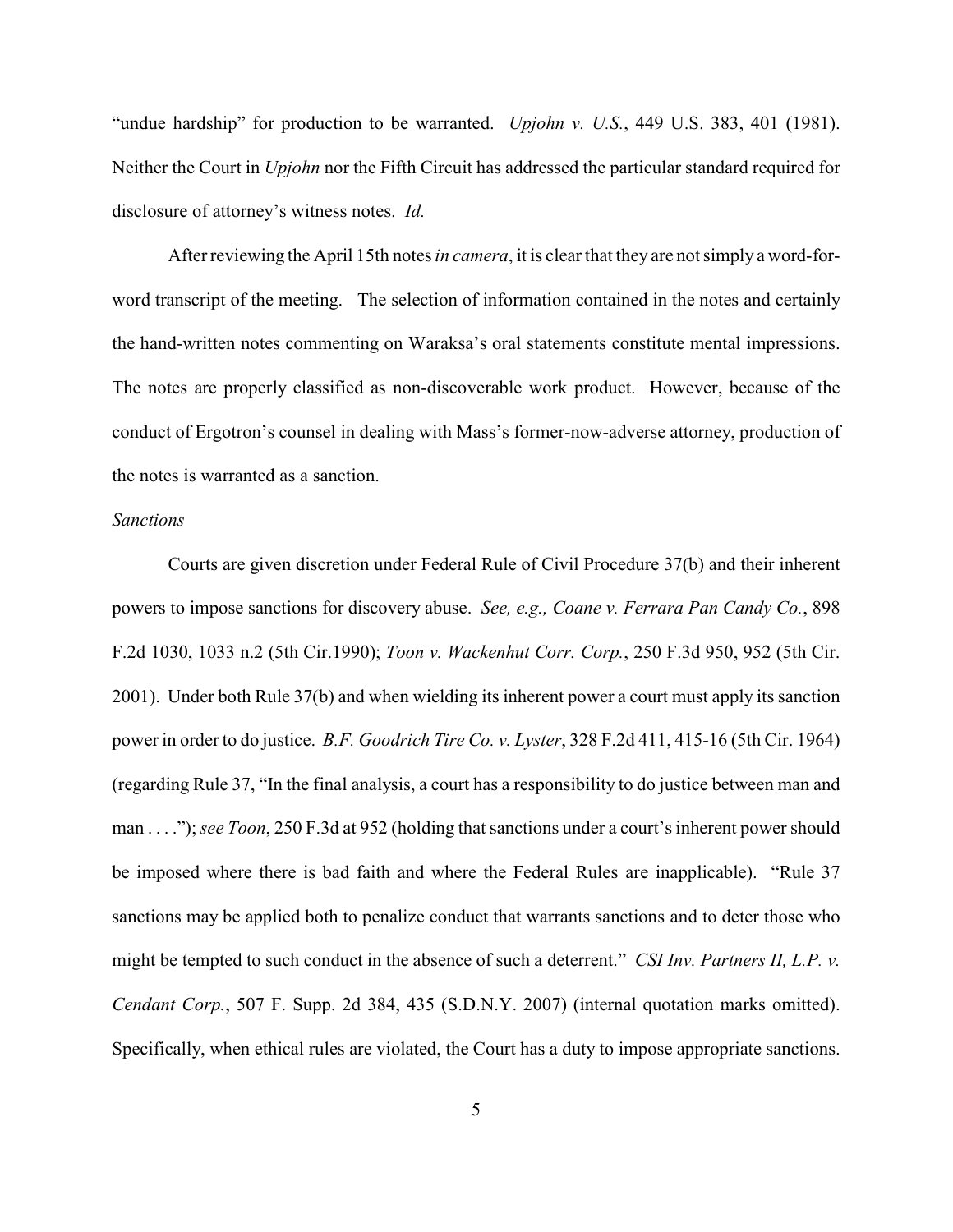"undue hardship" for production to be warranted. *Upjohn v. U.S.*, 449 U.S. 383, 401 (1981). Neither the Court in *Upjohn* nor the Fifth Circuit has addressed the particular standard required for disclosure of attorney's witness notes. *Id.*

After reviewing the April 15th notes *in camera*, it is clear that they are not simply a word-for-word transcript of the meeting. The selection of information contained in the notes and certainly the hand-written notes commenting on Waraksa's oral statements constitute mental impressions. The notes are properly classified as non-discoverable work product. However, because of the conduct of Ergotron's counsel in dealing with Mass's former-now-adverse attorney, production of the notes is warranted as a sanction.

*Sanctions*

Courts are given discretion under Federal Rule of Civil Procedure 37(b) and their inherent powers to impose sanctions for discovery abuse. *See, e.g., Coane v. Ferrara Pan Candy Co.*, 898 F.2d 1030, 1033 n.2 (5th Cir.1990); *Toon v. Wackenhut Corr. Corp.*, 250 F.3d 950, 952 (5th Cir. 2001). Under both Rule 37(b) and when wielding its inherent power a court must apply its sanction power in order to do justice. *B.F. Goodrich Tire Co. v. Lyster*, 328 F.2d 411, 415-16 (5th Cir. 1964) (regarding Rule 37, "In the final analysis, a court has a responsibility to do justice between man and man . . . ."); *see Toon*, 250 F.3d at 952 (holding that sanctions under a court's inherent power should be imposed where there is bad faith and where the Federal Rules are inapplicable). "Rule 37 sanctions may be applied both to penalize conduct that warrants sanctions and to deter those who might be tempted to such conduct in the absence of such a deterrent." *CSI Inv. Partners II, L.P. v. Cendant Corp.*, 507 F. Supp. 2d 384, 435 (S.D.N.Y. 2007) (internal quotation marks omitted). Specifically, when ethical rules are violated, the Court has a duty to impose appropriate sanctions.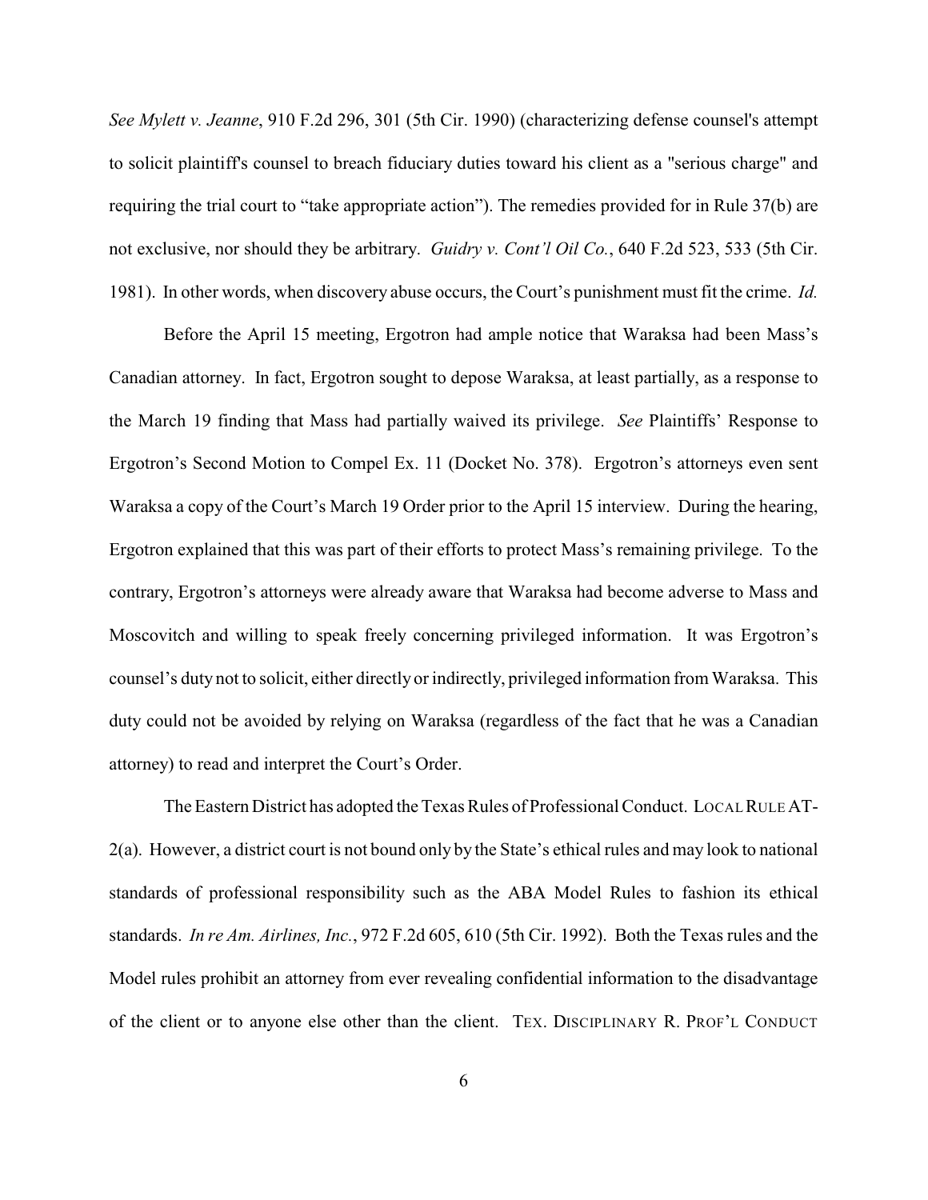*See Mylett v. Jeanne*, 910 F.2d 296, 301 (5th Cir. 1990) (characterizing defense counsel's attempt to solicit plaintiff's counsel to breach fiduciary duties toward his client as a "serious charge" and requiring the trial court to "take appropriate action"). The remedies provided for in Rule 37(b) are not exclusive, nor should they be arbitrary. *Guidry v. Cont'l Oil Co.*, 640 F.2d 523, 533 (5th Cir. 1981). In other words, when discovery abuse occurs, the Court's punishment must fit the crime. *Id.*

Before the April 15 meeting, Ergotron had ample notice that Waraksa had been Mass's Canadian attorney. In fact, Ergotron sought to depose Waraksa, at least partially, as a response to the March 19 finding that Mass had partially waived its privilege. *See* Plaintiffs' Response to Ergotron's Second Motion to Compel Ex. 11 (Docket No. 378). Ergotron's attorneys even sent Waraksa a copy of the Court's March 19 Order prior to the April 15 interview. During the hearing, Ergotron explained that this was part of their efforts to protect Mass's remaining privilege. To the contrary, Ergotron's attorneys were already aware that Waraksa had become adverse to Mass and Moscovitch and willing to speak freely concerning privileged information. It was Ergotron's counsel's duty not to solicit, either directly or indirectly, privileged information from Waraksa. This duty could not be avoided by relying on Waraksa (regardless of the fact that he was a Canadian attorney) to read and interpret the Court's Order.

The Eastern District has adopted the Texas Rules of Professional Conduct. LOCAL RULE AT-2(a). However, a district court is not bound only by the State's ethical rules and may look to national standards of professional responsibility such as the ABA Model Rules to fashion its ethical standards. *In re Am. Airlines, Inc.*, 972 F.2d 605, 610 (5th Cir. 1992). Both the Texas rules and the Model rules prohibit an attorney from ever revealing confidential information to the disadvantage of the client or to anyone else other than the client. TEX. DISCIPLINARY R. PROF'L CONDUCT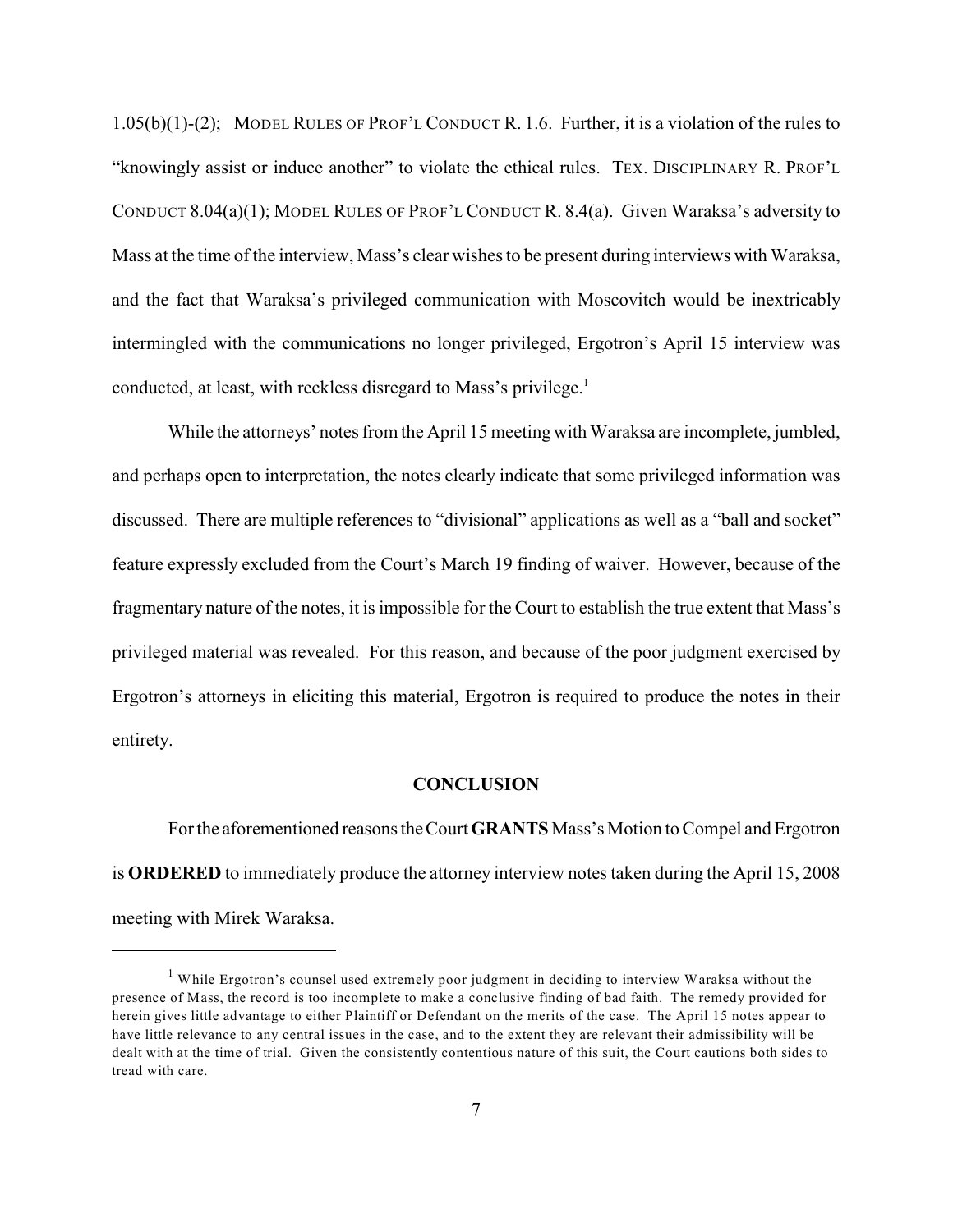1.05(b)(1)-(2); MODEL RULES OF PROF'L CONDUCT R. 1.6. Further, it is a violation of the rules to "knowingly assist or induce another" to violate the ethical rules. TEX. DISCIPLINARY R. PROF'L CONDUCT 8.04(a)(1); MODEL RULES OF PROF'L CONDUCT R. 8.4(a). Given Waraksa's adversity to Mass at the time of the interview, Mass's clear wishes to be present during interviews with Waraksa, and the fact that Waraksa's privileged communication with Moscovitch would be inextricably intermingled with the communications no longer privileged, Ergotron's April 15 interview was conducted, at least, with reckless disregard to Mass's privilege.[1]

While the attorneys' notes from the April 15 meeting with Waraksa are incomplete, jumbled, and perhaps open to interpretation, the notes clearly indicate that some privileged information was discussed. There are multiple references to "divisional" applications as well as a "ball and socket" feature expressly excluded from the Court's March 19 finding of waiver. However, because of the fragmentary nature of the notes, it is impossible for the Court to establish the true extent that Mass's privileged material was revealed. For this reason, and because of the poor judgment exercised by Ergotron's attorneys in eliciting this material, Ergotron is required to produce the notes in their entirety.

## CONCLUSION

For the aforementioned reasons the Court **GRANTS** Mass's Motion to Compel and Ergotron is **ORDERED** to immediately produce the attorney interview notes taken during the April 15, 2008 meeting with Mirek Waraksa.

---

[1] While Ergotron's counsel used extremely poor judgment in deciding to interview Waraksa without the presence of Mass, the record is too incomplete to make a conclusive finding of bad faith. The remedy provided for herein gives little advantage to either Plaintiff or Defendant on the merits of the case. The April 15 notes appear to have little relevance to any central issues in the case, and to the extent they are relevant their admissibility will be dealt with at the time of trial. Given the consistently contentious nature of this suit, the Court cautions both sides to tread with care.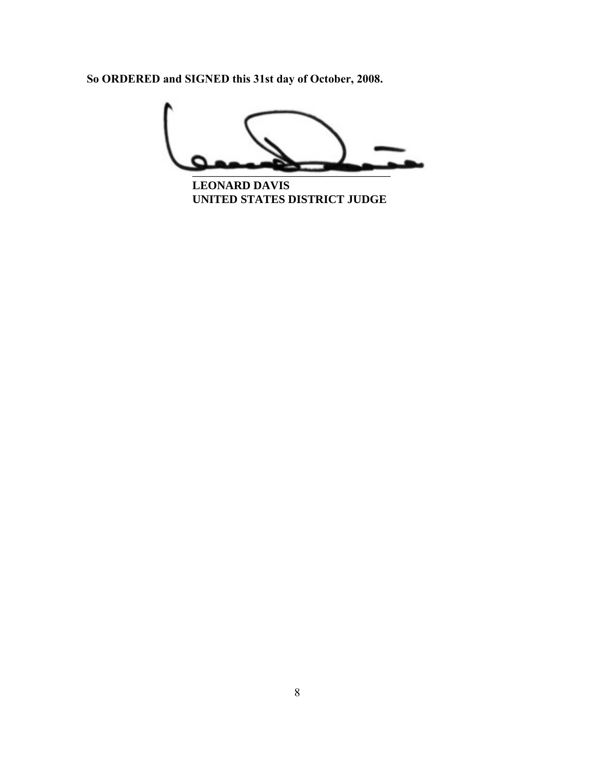**So ORDERED and SIGNED this 31st day of October, 2008.**

\_\_\_\_\_\_\_\_\_\_\_\_\_\_\_\_\_\_\_\_\_\_\_\_\_\_\_\_\_\_\_\_\_\_\_\_

**LEONARD DAVIS**
**UNITED STATES DISTRICT JUDGE**